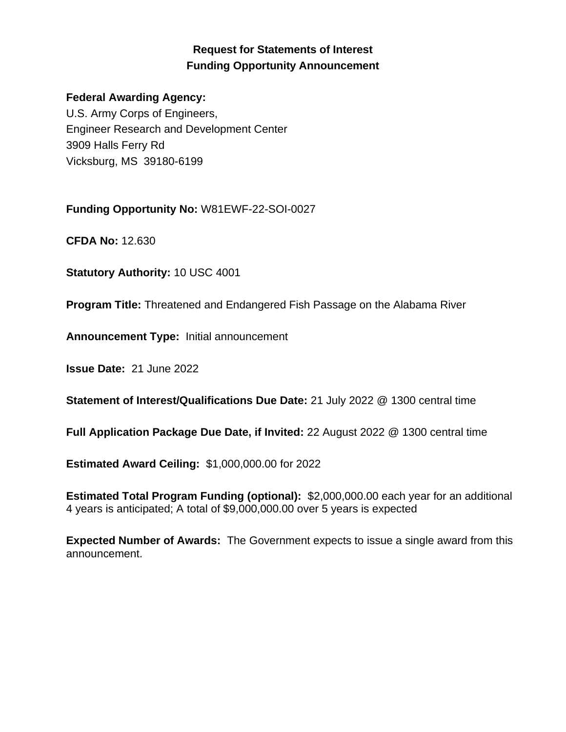# Request for Statements of Interest
# Funding Opportunity Announcement

**Federal Awarding Agency:**
U.S. Army Corps of Engineers,
Engineer Research and Development Center
3909 Halls Ferry Rd
Vicksburg, MS 39180-6199

**Funding Opportunity No:** W81EWF-22-SOI-0027

**CFDA No:** 12.630

**Statutory Authority:** 10 USC 4001

**Program Title:** Threatened and Endangered Fish Passage on the Alabama River

**Announcement Type:** Initial announcement

**Issue Date:** 21 June 2022

**Statement of Interest/Qualifications Due Date:** 21 July 2022 @ 1300 central time

**Full Application Package Due Date, if Invited:** 22 August 2022 @ 1300 central time

**Estimated Award Ceiling:** $1,000,000.00 for 2022

**Estimated Total Program Funding (optional):** $2,000,000.00 each year for an additional 4 years is anticipated; A total of $9,000,000.00 over 5 years is expected

**Expected Number of Awards:** The Government expects to issue a single award from this announcement.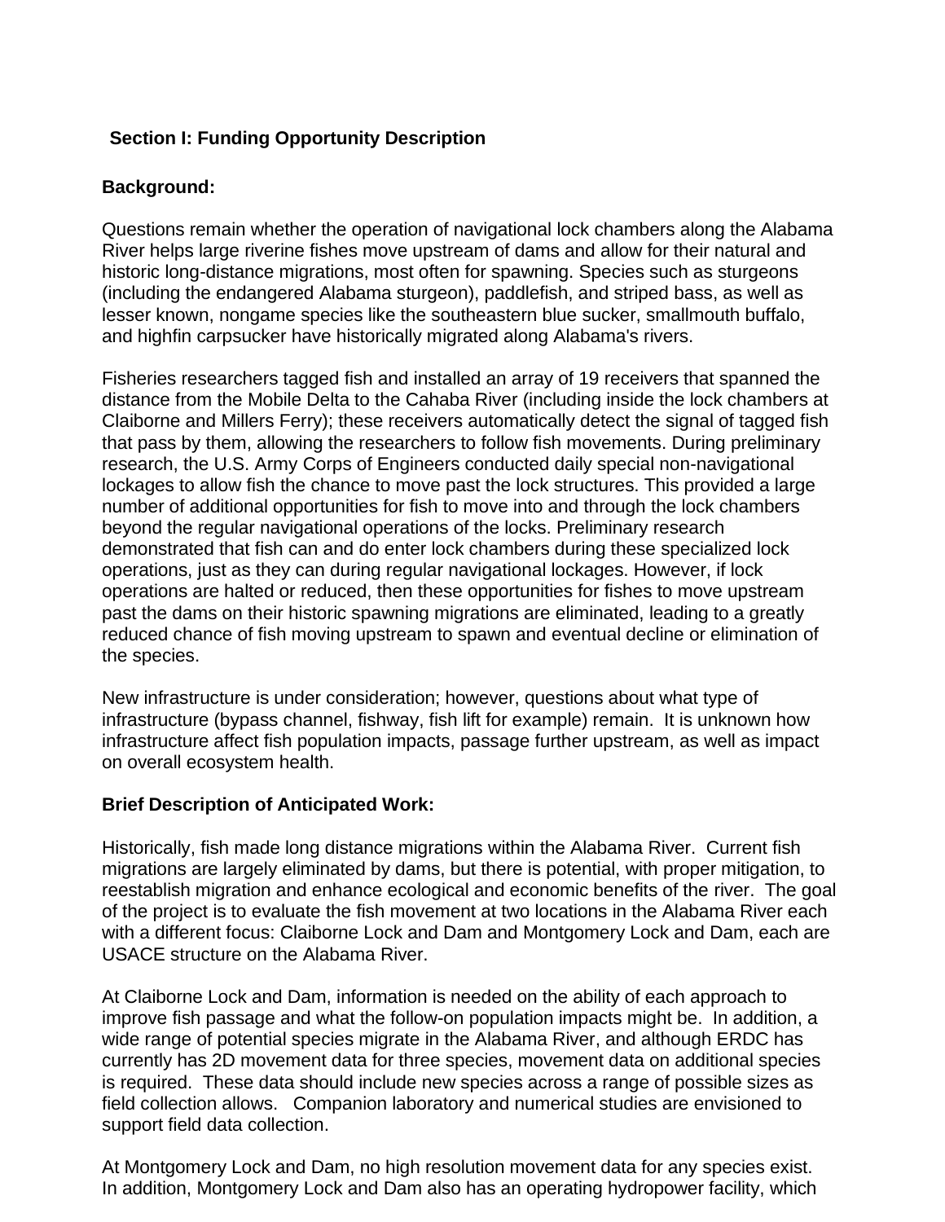## Section I: Funding Opportunity Description

**Background:**

Questions remain whether the operation of navigational lock chambers along the Alabama River helps large riverine fishes move upstream of dams and allow for their natural and historic long-distance migrations, most often for spawning. Species such as sturgeons (including the endangered Alabama sturgeon), paddlefish, and striped bass, as well as lesser known, nongame species like the southeastern blue sucker, smallmouth buffalo, and highfin carpsucker have historically migrated along Alabama's rivers.

Fisheries researchers tagged fish and installed an array of 19 receivers that spanned the distance from the Mobile Delta to the Cahaba River (including inside the lock chambers at Claiborne and Millers Ferry); these receivers automatically detect the signal of tagged fish that pass by them, allowing the researchers to follow fish movements. During preliminary research, the U.S. Army Corps of Engineers conducted daily special non-navigational lockages to allow fish the chance to move past the lock structures. This provided a large number of additional opportunities for fish to move into and through the lock chambers beyond the regular navigational operations of the locks. Preliminary research demonstrated that fish can and do enter lock chambers during these specialized lock operations, just as they can during regular navigational lockages. However, if lock operations are halted or reduced, then these opportunities for fishes to move upstream past the dams on their historic spawning migrations are eliminated, leading to a greatly reduced chance of fish moving upstream to spawn and eventual decline or elimination of the species.

New infrastructure is under consideration; however, questions about what type of infrastructure (bypass channel, fishway, fish lift for example) remain. It is unknown how infrastructure affect fish population impacts, passage further upstream, as well as impact on overall ecosystem health.

**Brief Description of Anticipated Work:**

Historically, fish made long distance migrations within the Alabama River. Current fish migrations are largely eliminated by dams, but there is potential, with proper mitigation, to reestablish migration and enhance ecological and economic benefits of the river. The goal of the project is to evaluate the fish movement at two locations in the Alabama River each with a different focus: Claiborne Lock and Dam and Montgomery Lock and Dam, each are USACE structure on the Alabama River.

At Claiborne Lock and Dam, information is needed on the ability of each approach to improve fish passage and what the follow-on population impacts might be. In addition, a wide range of potential species migrate in the Alabama River, and although ERDC has currently has 2D movement data for three species, movement data on additional species is required. These data should include new species across a range of possible sizes as field collection allows. Companion laboratory and numerical studies are envisioned to support field data collection.

At Montgomery Lock and Dam, no high resolution movement data for any species exist. In addition, Montgomery Lock and Dam also has an operating hydropower facility, which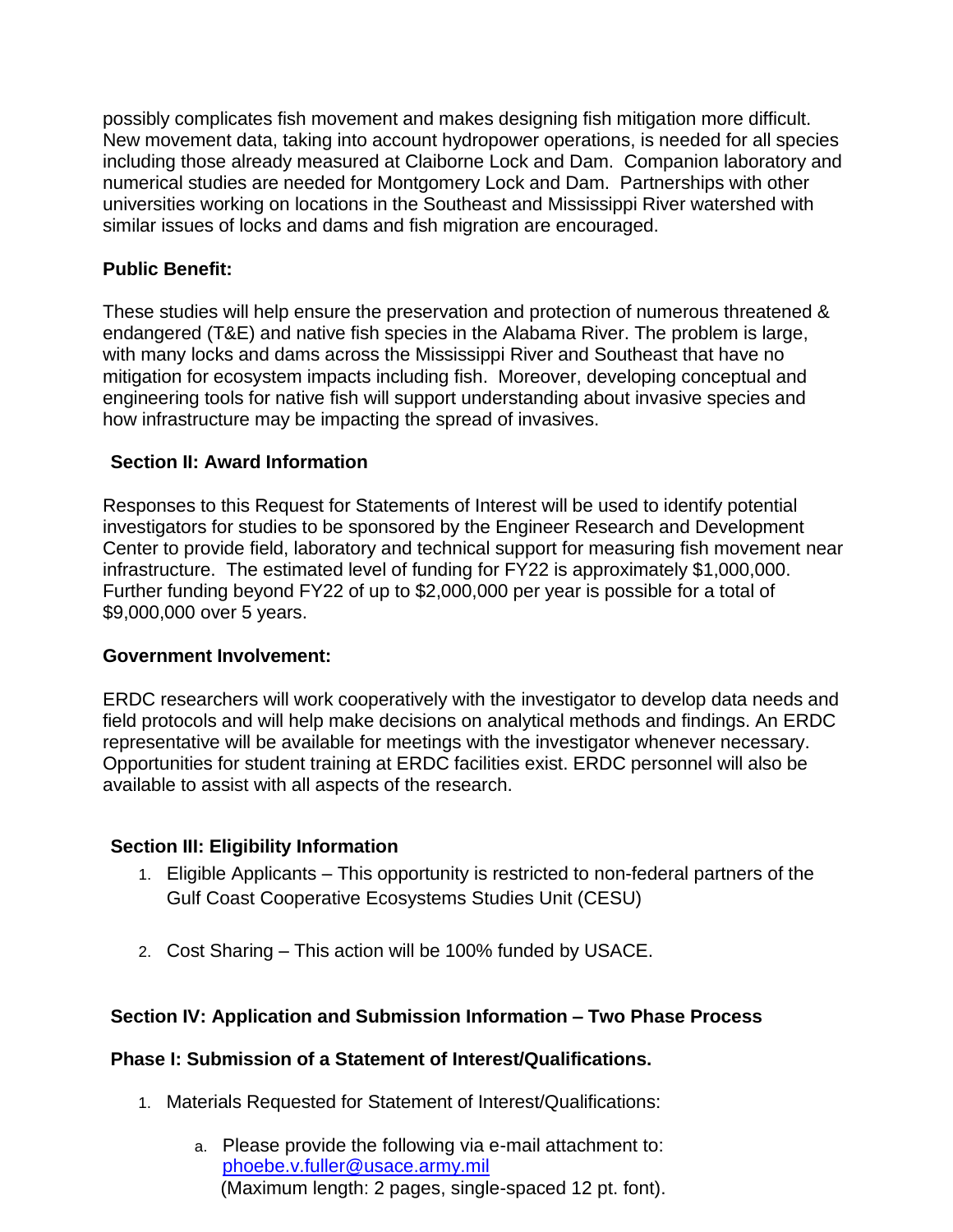possibly complicates fish movement and makes designing fish mitigation more difficult. New movement data, taking into account hydropower operations, is needed for all species including those already measured at Claiborne Lock and Dam. Companion laboratory and numerical studies are needed for Montgomery Lock and Dam. Partnerships with other universities working on locations in the Southeast and Mississippi River watershed with similar issues of locks and dams and fish migration are encouraged.

**Public Benefit:**

These studies will help ensure the preservation and protection of numerous threatened & endangered (T&E) and native fish species in the Alabama River. The problem is large, with many locks and dams across the Mississippi River and Southeast that have no mitigation for ecosystem impacts including fish. Moreover, developing conceptual and engineering tools for native fish will support understanding about invasive species and how infrastructure may be impacting the spread of invasives.

## Section II: Award Information

Responses to this Request for Statements of Interest will be used to identify potential investigators for studies to be sponsored by the Engineer Research and Development Center to provide field, laboratory and technical support for measuring fish movement near infrastructure. The estimated level of funding for FY22 is approximately $1,000,000. Further funding beyond FY22 of up to $2,000,000 per year is possible for a total of $9,000,000 over 5 years.

**Government Involvement:**

ERDC researchers will work cooperatively with the investigator to develop data needs and field protocols and will help make decisions on analytical methods and findings. An ERDC representative will be available for meetings with the investigator whenever necessary. Opportunities for student training at ERDC facilities exist. ERDC personnel will also be available to assist with all aspects of the research.

## Section III: Eligibility Information

1. Eligible Applicants – This opportunity is restricted to non-federal partners of the Gulf Coast Cooperative Ecosystems Studies Unit (CESU)

2. Cost Sharing – This action will be 100% funded by USACE.

## Section IV: Application and Submission Information – Two Phase Process

### Phase I: Submission of a Statement of Interest/Qualifications.

1. Materials Requested for Statement of Interest/Qualifications:

   a. Please provide the following via e-mail attachment to: phoebe.v.fuller@usace.army.mil
   (Maximum length: 2 pages, single-spaced 12 pt. font).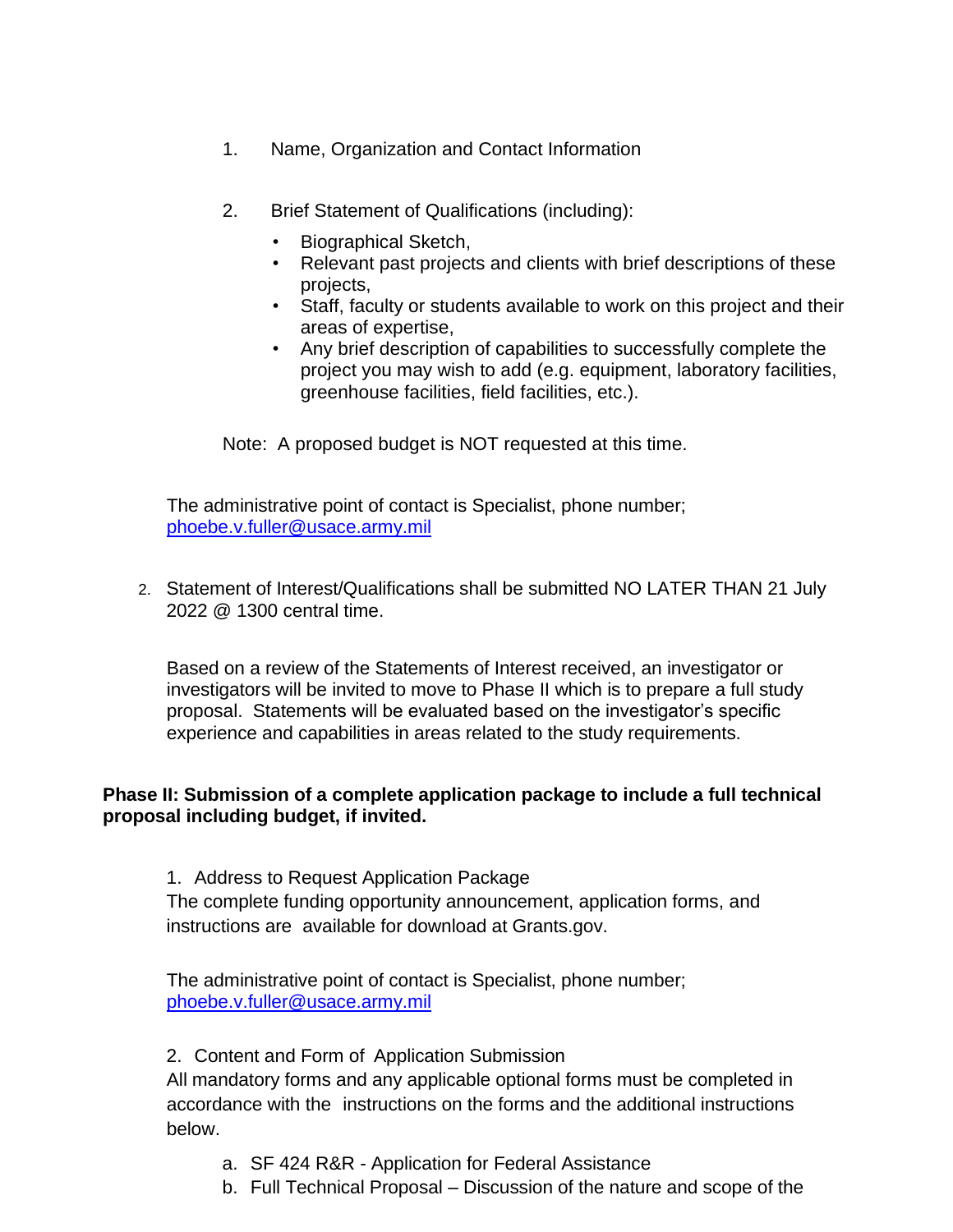1. Name, Organization and Contact Information

2. Brief Statement of Qualifications (including):
   - Biographical Sketch,
   - Relevant past projects and clients with brief descriptions of these projects,
   - Staff, faculty or students available to work on this project and their areas of expertise,
   - Any brief description of capabilities to successfully complete the project you may wish to add (e.g. equipment, laboratory facilities, greenhouse facilities, field facilities, etc.).

   Note: A proposed budget is NOT requested at this time.

The administrative point of contact is Specialist, phone number; [phoebe.v.fuller@usace.army.mil](mailto:phoebe.v.fuller@usace.army.mil)

2. Statement of Interest/Qualifications shall be submitted NO LATER THAN 21 July 2022 @ 1300 central time.

   Based on a review of the Statements of Interest received, an investigator or investigators will be invited to move to Phase II which is to prepare a full study proposal. Statements will be evaluated based on the investigator's specific experience and capabilities in areas related to the study requirements.

**Phase II: Submission of a complete application package to include a full technical proposal including budget, if invited.**

1. Address to Request Application Package
   The complete funding opportunity announcement, application forms, and instructions are available for download at Grants.gov.

   The administrative point of contact is Specialist, phone number; [phoebe.v.fuller@usace.army.mil](mailto:phoebe.v.fuller@usace.army.mil)

2. Content and Form of Application Submission
   All mandatory forms and any applicable optional forms must be completed in accordance with the instructions on the forms and the additional instructions below.

   a. SF 424 R&R - Application for Federal Assistance
   b. Full Technical Proposal – Discussion of the nature and scope of the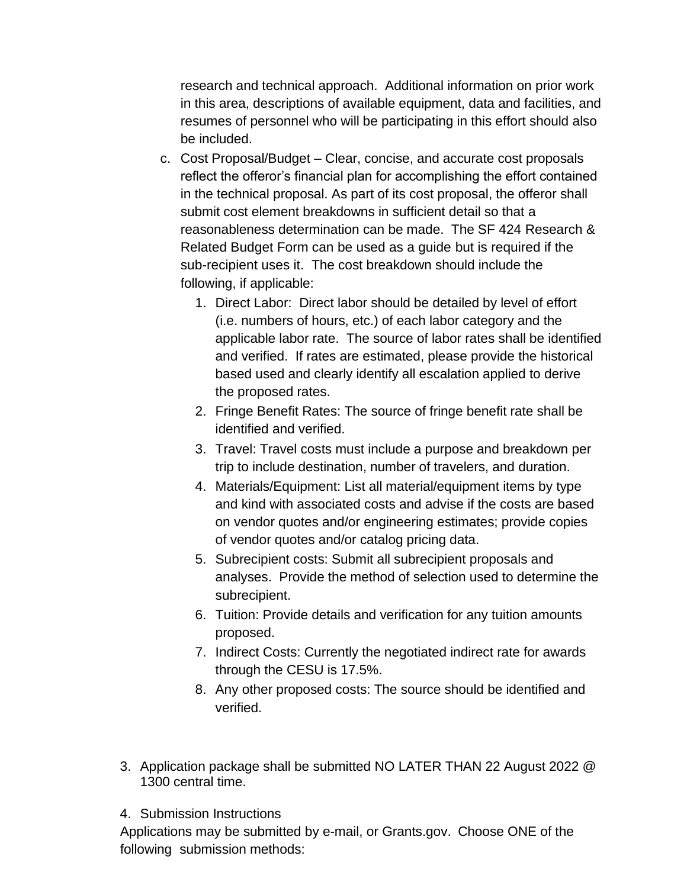research and technical approach. Additional information on prior work in this area, descriptions of available equipment, data and facilities, and resumes of personnel who will be participating in this effort should also be included.

c. Cost Proposal/Budget – Clear, concise, and accurate cost proposals reflect the offeror's financial plan for accomplishing the effort contained in the technical proposal. As part of its cost proposal, the offeror shall submit cost element breakdowns in sufficient detail so that a reasonableness determination can be made. The SF 424 Research & Related Budget Form can be used as a guide but is required if the sub-recipient uses it. The cost breakdown should include the following, if applicable:

   1. Direct Labor: Direct labor should be detailed by level of effort (i.e. numbers of hours, etc.) of each labor category and the applicable labor rate. The source of labor rates shall be identified and verified. If rates are estimated, please provide the historical based used and clearly identify all escalation applied to derive the proposed rates.
   2. Fringe Benefit Rates: The source of fringe benefit rate shall be identified and verified.
   3. Travel: Travel costs must include a purpose and breakdown per trip to include destination, number of travelers, and duration.
   4. Materials/Equipment: List all material/equipment items by type and kind with associated costs and advise if the costs are based on vendor quotes and/or engineering estimates; provide copies of vendor quotes and/or catalog pricing data.
   5. Subrecipient costs: Submit all subrecipient proposals and analyses. Provide the method of selection used to determine the subrecipient.
   6. Tuition: Provide details and verification for any tuition amounts proposed.
   7. Indirect Costs: Currently the negotiated indirect rate for awards through the CESU is 17.5%.
   8. Any other proposed costs: The source should be identified and verified.

3. Application package shall be submitted NO LATER THAN 22 August 2022 @ 1300 central time.

4. Submission Instructions

Applications may be submitted by e-mail, or Grants.gov. Choose ONE of the following submission methods: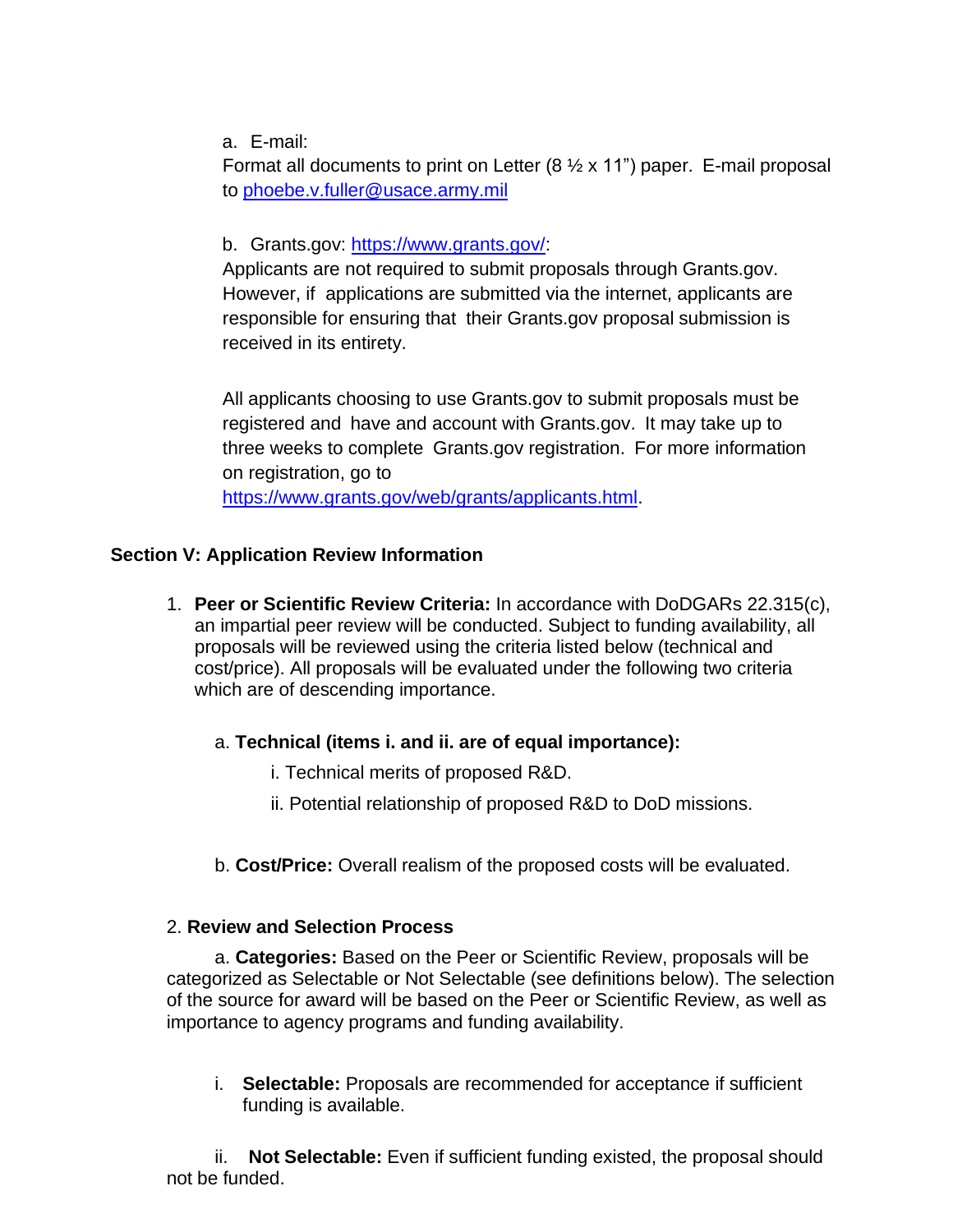a. E-mail:

Format all documents to print on Letter (8 ½ x 11") paper. E-mail proposal to [phoebe.v.fuller@usace.army.mil](mailto:phoebe.v.fuller@usace.army.mil)

b. Grants.gov: [https://www.grants.gov/](https://www.grants.gov/):

Applicants are not required to submit proposals through Grants.gov. However, if applications are submitted via the internet, applicants are responsible for ensuring that their Grants.gov proposal submission is received in its entirety.

All applicants choosing to use Grants.gov to submit proposals must be registered and have and account with Grants.gov. It may take up to three weeks to complete Grants.gov registration. For more information on registration, go to [https://www.grants.gov/web/grants/applicants.html](https://www.grants.gov/web/grants/applicants.html).

## Section V: Application Review Information

1. **Peer or Scientific Review Criteria:** In accordance with DoDGARs 22.315(c), an impartial peer review will be conducted. Subject to funding availability, all proposals will be reviewed using the criteria listed below (technical and cost/price). All proposals will be evaluated under the following two criteria which are of descending importance.

   a. **Technical (items i. and ii. are of equal importance):**

      i. Technical merits of proposed R&D.

      ii. Potential relationship of proposed R&D to DoD missions.

   b. **Cost/Price:** Overall realism of the proposed costs will be evaluated.

2. **Review and Selection Process**

   a. **Categories:** Based on the Peer or Scientific Review, proposals will be categorized as Selectable or Not Selectable (see definitions below). The selection of the source for award will be based on the Peer or Scientific Review, as well as importance to agency programs and funding availability.

      i. **Selectable:** Proposals are recommended for acceptance if sufficient funding is available.

      ii. **Not Selectable:** Even if sufficient funding existed, the proposal should not be funded.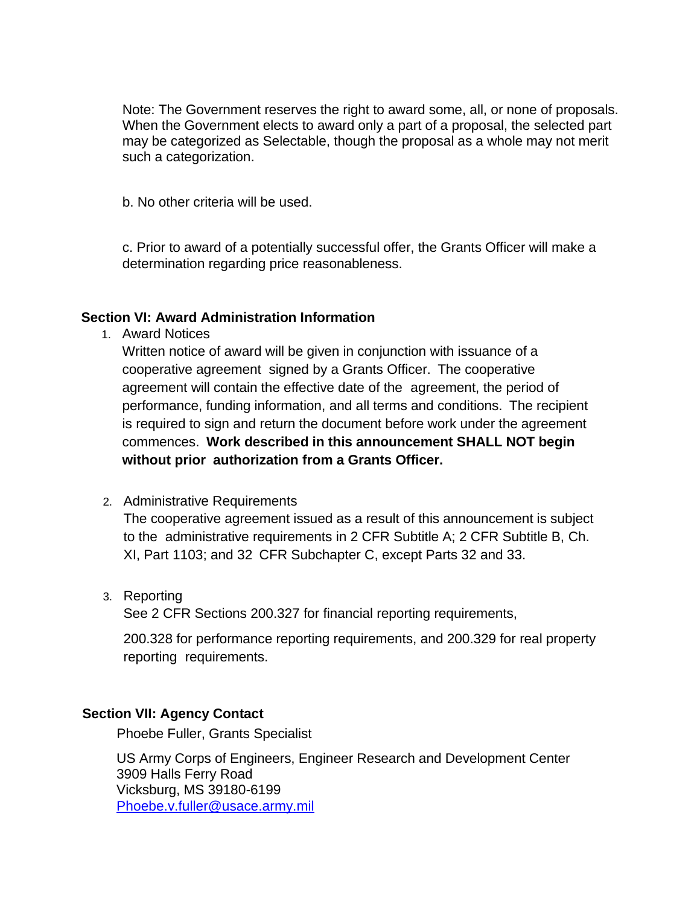Note: The Government reserves the right to award some, all, or none of proposals. When the Government elects to award only a part of a proposal, the selected part may be categorized as Selectable, though the proposal as a whole may not merit such a categorization.

b. No other criteria will be used.

c. Prior to award of a potentially successful offer, the Grants Officer will make a determination regarding price reasonableness.

## Section VI: Award Administration Information

1. Award Notices

   Written notice of award will be given in conjunction with issuance of a cooperative agreement signed by a Grants Officer. The cooperative agreement will contain the effective date of the agreement, the period of performance, funding information, and all terms and conditions. The recipient is required to sign and return the document before work under the agreement commences. **Work described in this announcement SHALL NOT begin without prior authorization from a Grants Officer.**

2. Administrative Requirements

   The cooperative agreement issued as a result of this announcement is subject to the administrative requirements in 2 CFR Subtitle A; 2 CFR Subtitle B, Ch. XI, Part 1103; and 32 CFR Subchapter C, except Parts 32 and 33.

3. Reporting

   See 2 CFR Sections 200.327 for financial reporting requirements,

   200.328 for performance reporting requirements, and 200.329 for real property reporting requirements.

## Section VII: Agency Contact

Phoebe Fuller, Grants Specialist

US Army Corps of Engineers, Engineer Research and Development Center
3909 Halls Ferry Road
Vicksburg, MS 39180-6199
Phoebe.v.fuller@usace.army.mil